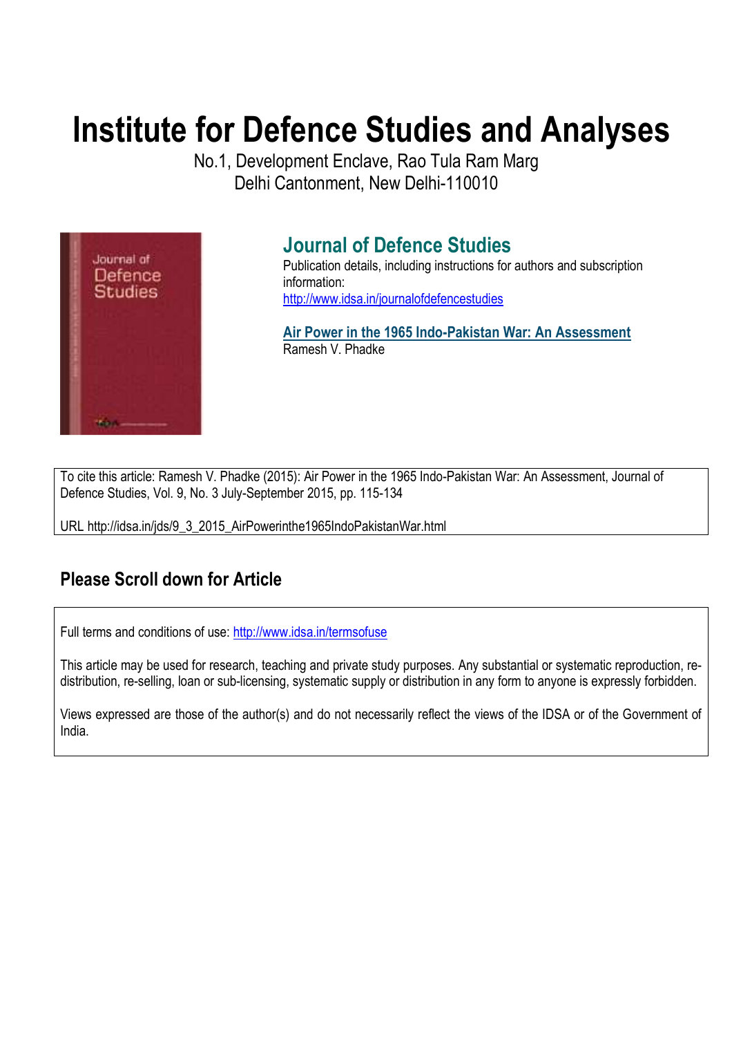# Institute for Defence Studies and Analyses

No.1, Development Enclave, Rao Tula Ram Marg
Delhi Cantonment, New Delhi-110010

## Journal of Defence Studies

Publication details, including instructions for authors and subscription information:
http://www.idsa.in/journalofdefencestudies

**Air Power in the 1965 Indo-Pakistan War: An Assessment**
Ramesh V. Phadke

To cite this article: Ramesh V. Phadke (2015): Air Power in the 1965 Indo-Pakistan War: An Assessment, Journal of Defence Studies, Vol. 9, No. 3 July-September 2015, pp. 115-134

URL http://idsa.in/jds/9_3_2015_AirPowerinthe1965IndoPakistanWar.html

## Please Scroll down for Article

Full terms and conditions of use: http://www.idsa.in/termsofuse

This article may be used for research, teaching and private study purposes. Any substantial or systematic reproduction, re-distribution, re-selling, loan or sub-licensing, systematic supply or distribution in any form to anyone is expressly forbidden.

Views expressed are those of the author(s) and do not necessarily reflect the views of the IDSA or of the Government of India.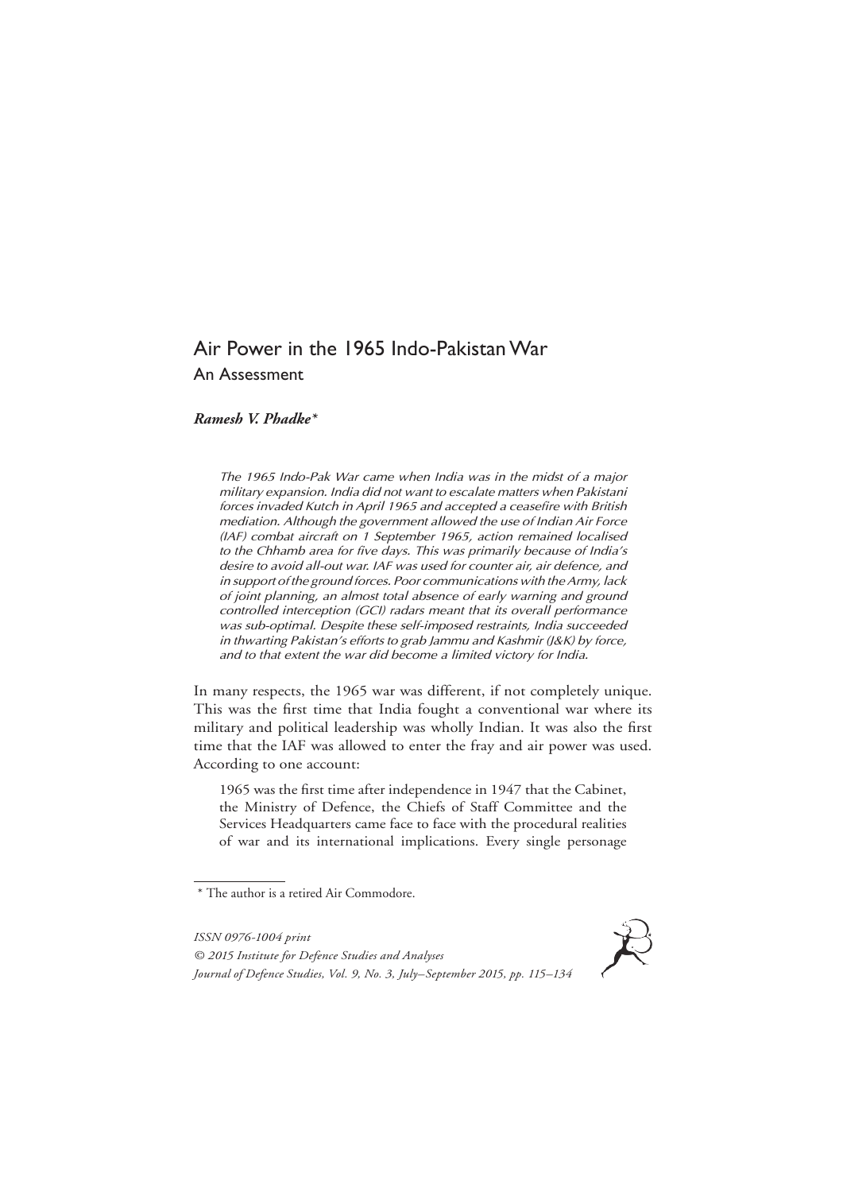# Air Power in the 1965 Indo-Pakistan War

## An Assessment

***Ramesh V. Phadke****

*The 1965 Indo-Pak War came when India was in the midst of a major military expansion. India did not want to escalate matters when Pakistani forces invaded Kutch in April 1965 and accepted a ceasefire with British mediation. Although the government allowed the use of Indian Air Force (IAF) combat aircraft on 1 September 1965, action remained localised to the Chhamb area for five days. This was primarily because of India's desire to avoid all-out war. IAF was used for counter air, air defence, and in support of the ground forces. Poor communications with the Army, lack of joint planning, an almost total absence of early warning and ground controlled interception (GCI) radars meant that its overall performance was sub-optimal. Despite these self-imposed restraints, India succeeded in thwarting Pakistan's efforts to grab Jammu and Kashmir (J&K) by force, and to that extent the war did become a limited victory for India.*

In many respects, the 1965 war was different, if not completely unique. This was the first time that India fought a conventional war where its military and political leadership was wholly Indian. It was also the first time that the IAF was allowed to enter the fray and air power was used. According to one account:

> 1965 was the first time after independence in 1947 that the Cabinet, the Ministry of Defence, the Chiefs of Staff Committee and the Services Headquarters came face to face with the procedural realities of war and its international implications. Every single personage

\* The author is a retired Air Commodore.

*ISSN 0976-1004 print*
*© 2015 Institute for Defence Studies and Analyses*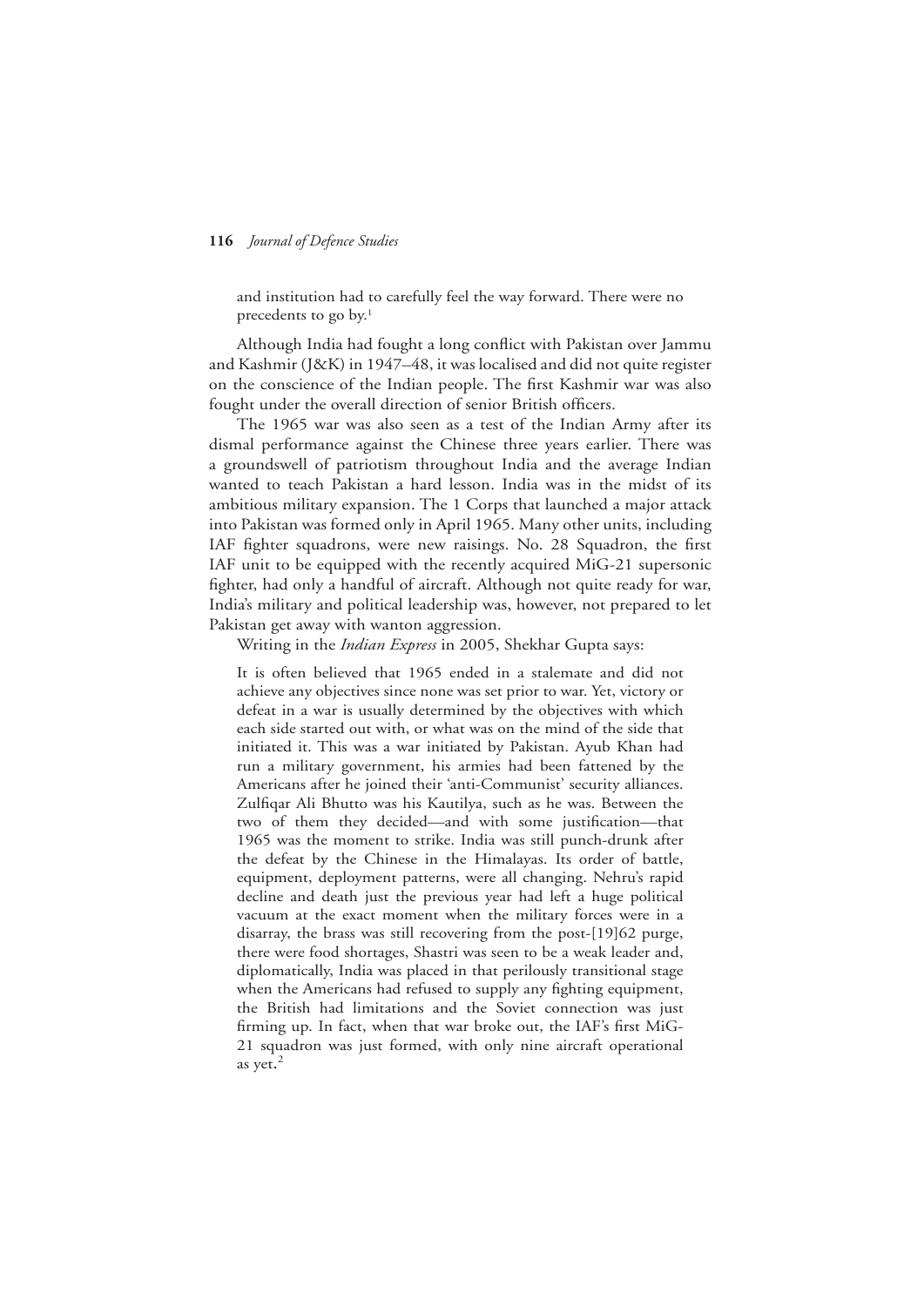and institution had to carefully feel the way forward. There were no precedents to go by.[1]

Although India had fought a long conflict with Pakistan over Jammu and Kashmir (J&K) in 1947–48, it was localised and did not quite register on the conscience of the Indian people. The first Kashmir war was also fought under the overall direction of senior British officers.

The 1965 war was also seen as a test of the Indian Army after its dismal performance against the Chinese three years earlier. There was a groundswell of patriotism throughout India and the average Indian wanted to teach Pakistan a hard lesson. India was in the midst of its ambitious military expansion. The 1 Corps that launched a major attack into Pakistan was formed only in April 1965. Many other units, including IAF fighter squadrons, were new raisings. No. 28 Squadron, the first IAF unit to be equipped with the recently acquired MiG-21 supersonic fighter, had only a handful of aircraft. Although not quite ready for war, India's military and political leadership was, however, not prepared to let Pakistan get away with wanton aggression.

Writing in the *Indian Express* in 2005, Shekhar Gupta says:

> It is often believed that 1965 ended in a stalemate and did not achieve any objectives since none was set prior to war. Yet, victory or defeat in a war is usually determined by the objectives with which each side started out with, or what was on the mind of the side that initiated it. This was a war initiated by Pakistan. Ayub Khan had run a military government, his armies had been fattened by the Americans after he joined their 'anti-Communist' security alliances. Zulfiqar Ali Bhutto was his Kautilya, such as he was. Between the two of them they decided—and with some justification—that 1965 was the moment to strike. India was still punch-drunk after the defeat by the Chinese in the Himalayas. Its order of battle, equipment, deployment patterns, were all changing. Nehru's rapid decline and death just the previous year had left a huge political vacuum at the exact moment when the military forces were in a disarray, the brass was still recovering from the post-[19]62 purge, there were food shortages, Shastri was seen to be a weak leader and, diplomatically, India was placed in that perilously transitional stage when the Americans had refused to supply any fighting equipment, the British had limitations and the Soviet connection was just firming up. In fact, when that war broke out, the IAF's first MiG-21 squadron was just formed, with only nine aircraft operational as yet.[2]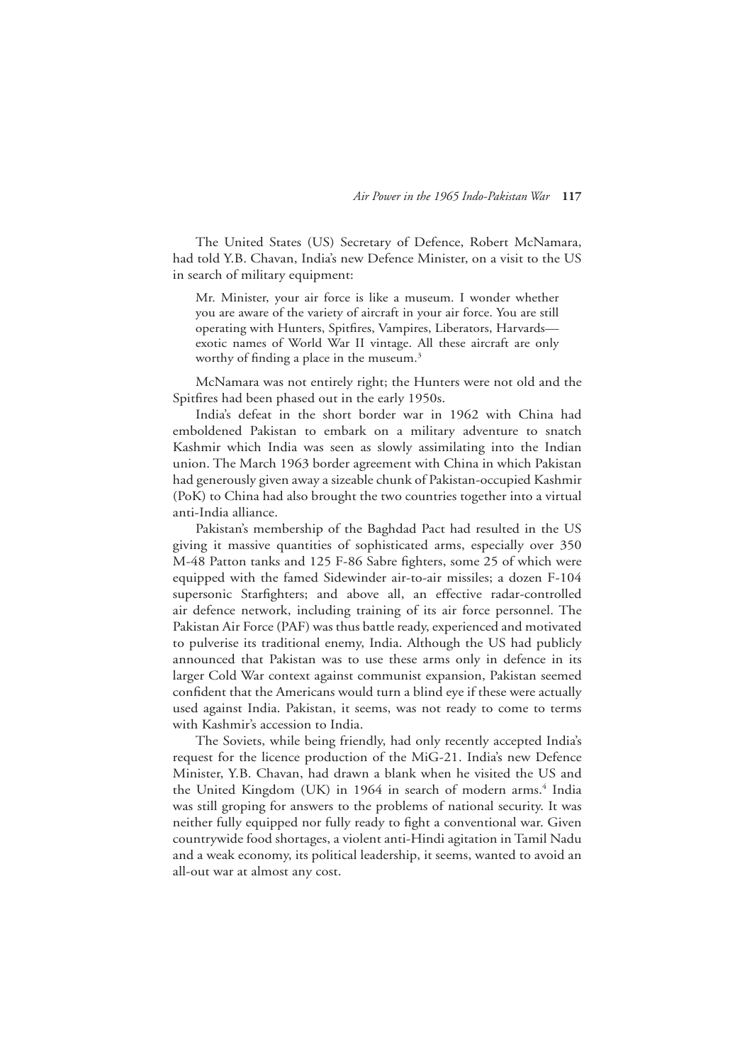The United States (US) Secretary of Defence, Robert McNamara, had told Y.B. Chavan, India's new Defence Minister, on a visit to the US in search of military equipment:

> Mr. Minister, your air force is like a museum. I wonder whether you are aware of the variety of aircraft in your air force. You are still operating with Hunters, Spitfires, Vampires, Liberators, Harvards—exotic names of World War II vintage. All these aircraft are only worthy of finding a place in the museum.[3]

McNamara was not entirely right; the Hunters were not old and the Spitfires had been phased out in the early 1950s.

India's defeat in the short border war in 1962 with China had emboldened Pakistan to embark on a military adventure to snatch Kashmir which India was seen as slowly assimilating into the Indian union. The March 1963 border agreement with China in which Pakistan had generously given away a sizeable chunk of Pakistan-occupied Kashmir (PoK) to China had also brought the two countries together into a virtual anti-India alliance.

Pakistan's membership of the Baghdad Pact had resulted in the US giving it massive quantities of sophisticated arms, especially over 350 M-48 Patton tanks and 125 F-86 Sabre fighters, some 25 of which were equipped with the famed Sidewinder air-to-air missiles; a dozen F-104 supersonic Starfighters; and above all, an effective radar-controlled air defence network, including training of its air force personnel. The Pakistan Air Force (PAF) was thus battle ready, experienced and motivated to pulverise its traditional enemy, India. Although the US had publicly announced that Pakistan was to use these arms only in defence in its larger Cold War context against communist expansion, Pakistan seemed confident that the Americans would turn a blind eye if these were actually used against India. Pakistan, it seems, was not ready to come to terms with Kashmir's accession to India.

The Soviets, while being friendly, had only recently accepted India's request for the licence production of the MiG-21. India's new Defence Minister, Y.B. Chavan, had drawn a blank when he visited the US and the United Kingdom (UK) in 1964 in search of modern arms.[4] India was still groping for answers to the problems of national security. It was neither fully equipped nor fully ready to fight a conventional war. Given countrywide food shortages, a violent anti-Hindi agitation in Tamil Nadu and a weak economy, its political leadership, it seems, wanted to avoid an all-out war at almost any cost.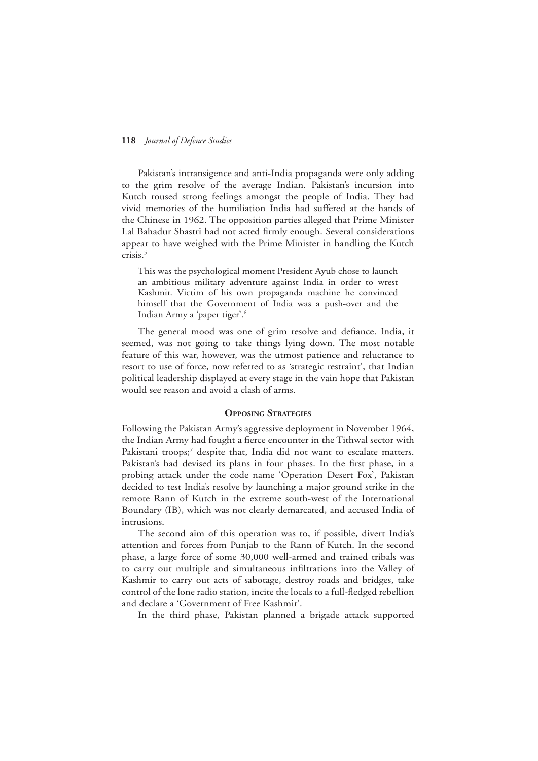Pakistan's intransigence and anti-India propaganda were only adding to the grim resolve of the average Indian. Pakistan's incursion into Kutch roused strong feelings amongst the people of India. They had vivid memories of the humiliation India had suffered at the hands of the Chinese in 1962. The opposition parties alleged that Prime Minister Lal Bahadur Shastri had not acted firmly enough. Several considerations appear to have weighed with the Prime Minister in handling the Kutch crisis.[5]

> This was the psychological moment President Ayub chose to launch an ambitious military adventure against India in order to wrest Kashmir. Victim of his own propaganda machine he convinced himself that the Government of India was a push-over and the Indian Army a 'paper tiger'.[6]

The general mood was one of grim resolve and defiance. India, it seemed, was not going to take things lying down. The most notable feature of this war, however, was the utmost patience and reluctance to resort to use of force, now referred to as 'strategic restraint', that Indian political leadership displayed at every stage in the vain hope that Pakistan would see reason and avoid a clash of arms.

## Opposing Strategies

Following the Pakistan Army's aggressive deployment in November 1964, the Indian Army had fought a fierce encounter in the Tithwal sector with Pakistani troops;[7] despite that, India did not want to escalate matters. Pakistan's had devised its plans in four phases. In the first phase, in a probing attack under the code name 'Operation Desert Fox', Pakistan decided to test India's resolve by launching a major ground strike in the remote Rann of Kutch in the extreme south-west of the International Boundary (IB), which was not clearly demarcated, and accused India of intrusions.

The second aim of this operation was to, if possible, divert India's attention and forces from Punjab to the Rann of Kutch. In the second phase, a large force of some 30,000 well-armed and trained tribals was to carry out multiple and simultaneous infiltrations into the Valley of Kashmir to carry out acts of sabotage, destroy roads and bridges, take control of the lone radio station, incite the locals to a full-fledged rebellion and declare a 'Government of Free Kashmir'.

In the third phase, Pakistan planned a brigade attack supported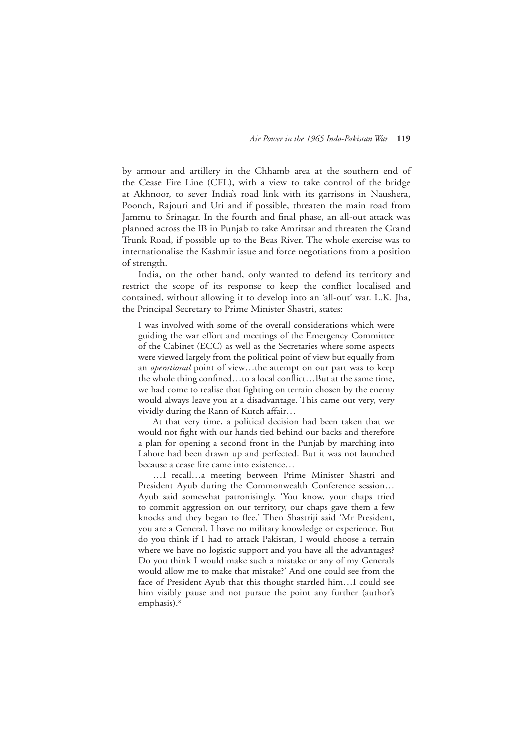by armour and artillery in the Chhamb area at the southern end of the Cease Fire Line (CFL), with a view to take control of the bridge at Akhnoor, to sever India's road link with its garrisons in Naushera, Poonch, Rajouri and Uri and if possible, threaten the main road from Jammu to Srinagar. In the fourth and final phase, an all-out attack was planned across the IB in Punjab to take Amritsar and threaten the Grand Trunk Road, if possible up to the Beas River. The whole exercise was to internationalise the Kashmir issue and force negotiations from a position of strength.

India, on the other hand, only wanted to defend its territory and restrict the scope of its response to keep the conflict localised and contained, without allowing it to develop into an 'all-out' war. L.K. Jha, the Principal Secretary to Prime Minister Shastri, states:

> I was involved with some of the overall considerations which were guiding the war effort and meetings of the Emergency Committee of the Cabinet (ECC) as well as the Secretaries where some aspects were viewed largely from the political point of view but equally from an *operational* point of view…the attempt on our part was to keep the whole thing confined…to a local conflict…But at the same time, we had come to realise that fighting on terrain chosen by the enemy would always leave you at a disadvantage. This came out very, very vividly during the Rann of Kutch affair…
>
> At that very time, a political decision had been taken that we would not fight with our hands tied behind our backs and therefore a plan for opening a second front in the Punjab by marching into Lahore had been drawn up and perfected. But it was not launched because a cease fire came into existence…
>
> …I recall…a meeting between Prime Minister Shastri and President Ayub during the Commonwealth Conference session… Ayub said somewhat patronisingly, 'You know, your chaps tried to commit aggression on our territory, our chaps gave them a few knocks and they began to flee.' Then Shastriji said 'Mr President, you are a General. I have no military knowledge or experience. But do you think if I had to attack Pakistan, I would choose a terrain where we have no logistic support and you have all the advantages? Do you think I would make such a mistake or any of my Generals would allow me to make that mistake?' And one could see from the face of President Ayub that this thought startled him…I could see him visibly pause and not pursue the point any further (author's emphasis).[8]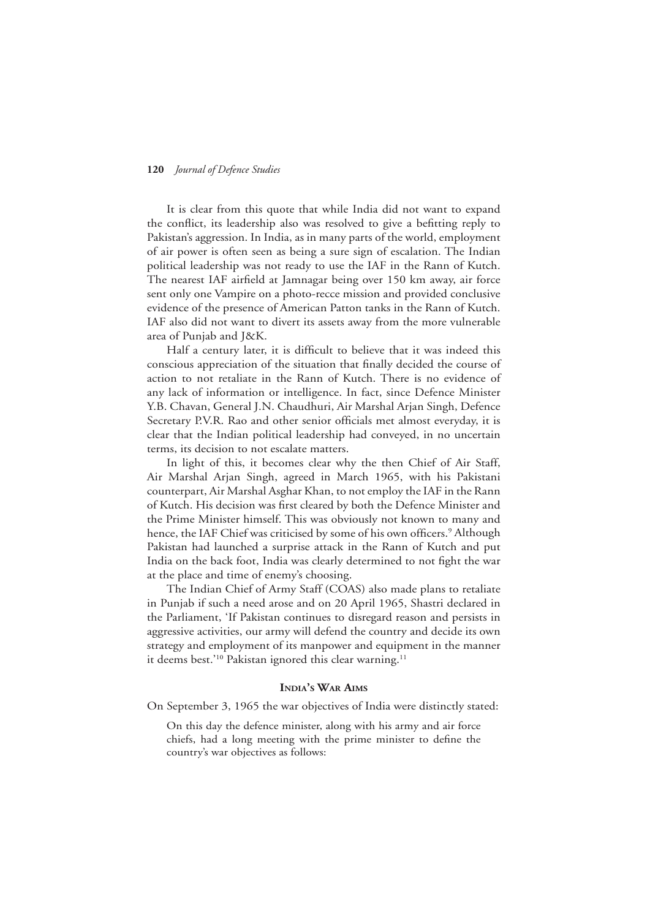It is clear from this quote that while India did not want to expand the conflict, its leadership also was resolved to give a befitting reply to Pakistan's aggression. In India, as in many parts of the world, employment of air power is often seen as being a sure sign of escalation. The Indian political leadership was not ready to use the IAF in the Rann of Kutch. The nearest IAF airfield at Jamnagar being over 150 km away, air force sent only one Vampire on a photo-recce mission and provided conclusive evidence of the presence of American Patton tanks in the Rann of Kutch. IAF also did not want to divert its assets away from the more vulnerable area of Punjab and J&K.

Half a century later, it is difficult to believe that it was indeed this conscious appreciation of the situation that finally decided the course of action to not retaliate in the Rann of Kutch. There is no evidence of any lack of information or intelligence. In fact, since Defence Minister Y.B. Chavan, General J.N. Chaudhuri, Air Marshal Arjan Singh, Defence Secretary P.V.R. Rao and other senior officials met almost everyday, it is clear that the Indian political leadership had conveyed, in no uncertain terms, its decision to not escalate matters.

In light of this, it becomes clear why the then Chief of Air Staff, Air Marshal Arjan Singh, agreed in March 1965, with his Pakistani counterpart, Air Marshal Asghar Khan, to not employ the IAF in the Rann of Kutch. His decision was first cleared by both the Defence Minister and the Prime Minister himself. This was obviously not known to many and hence, the IAF Chief was criticised by some of his own officers.[9] Although Pakistan had launched a surprise attack in the Rann of Kutch and put India on the back foot, India was clearly determined to not fight the war at the place and time of enemy's choosing.

The Indian Chief of Army Staff (COAS) also made plans to retaliate in Punjab if such a need arose and on 20 April 1965, Shastri declared in the Parliament, 'If Pakistan continues to disregard reason and persists in aggressive activities, our army will defend the country and decide its own strategy and employment of its manpower and equipment in the manner it deems best.'[10] Pakistan ignored this clear warning.[11]

## India's War Aims

On September 3, 1965 the war objectives of India were distinctly stated:

> On this day the defence minister, along with his army and air force chiefs, had a long meeting with the prime minister to define the country's war objectives as follows: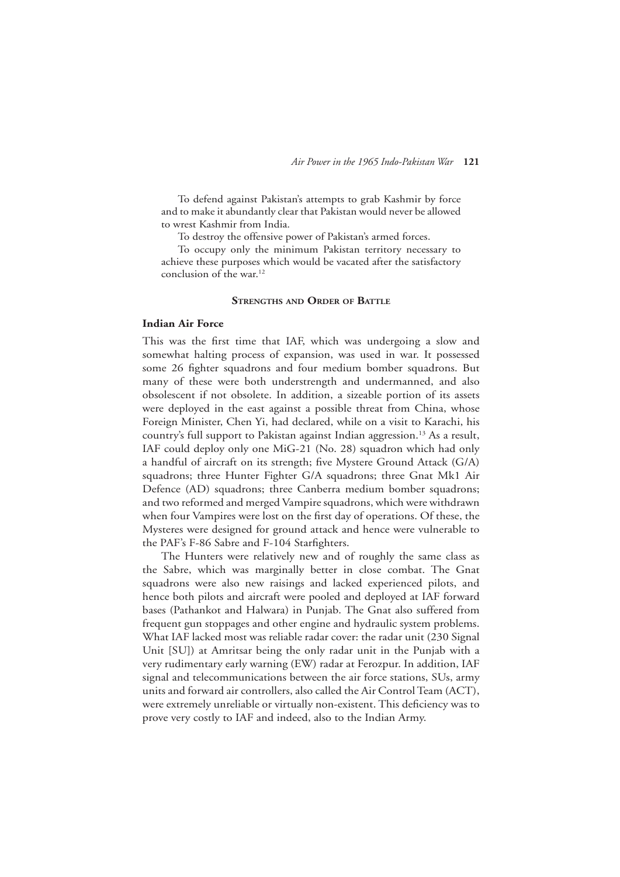To defend against Pakistan's attempts to grab Kashmir by force and to make it abundantly clear that Pakistan would never be allowed to wrest Kashmir from India.

To destroy the offensive power of Pakistan's armed forces.

To occupy only the minimum Pakistan territory necessary to achieve these purposes which would be vacated after the satisfactory conclusion of the war.[12]

## Strengths and Order of Battle

### Indian Air Force

This was the first time that IAF, which was undergoing a slow and somewhat halting process of expansion, was used in war. It possessed some 26 fighter squadrons and four medium bomber squadrons. But many of these were both understrength and undermanned, and also obsolescent if not obsolete. In addition, a sizeable portion of its assets were deployed in the east against a possible threat from China, whose Foreign Minister, Chen Yi, had declared, while on a visit to Karachi, his country's full support to Pakistan against Indian aggression.[13] As a result, IAF could deploy only one MiG-21 (No. 28) squadron which had only a handful of aircraft on its strength; five Mystere Ground Attack (G/A) squadrons; three Hunter Fighter G/A squadrons; three Gnat Mk1 Air Defence (AD) squadrons; three Canberra medium bomber squadrons; and two reformed and merged Vampire squadrons, which were withdrawn when four Vampires were lost on the first day of operations. Of these, the Mysteres were designed for ground attack and hence were vulnerable to the PAF's F-86 Sabre and F-104 Starfighters.

The Hunters were relatively new and of roughly the same class as the Sabre, which was marginally better in close combat. The Gnat squadrons were also new raisings and lacked experienced pilots, and hence both pilots and aircraft were pooled and deployed at IAF forward bases (Pathankot and Halwara) in Punjab. The Gnat also suffered from frequent gun stoppages and other engine and hydraulic system problems. What IAF lacked most was reliable radar cover: the radar unit (230 Signal Unit [SU]) at Amritsar being the only radar unit in the Punjab with a very rudimentary early warning (EW) radar at Ferozpur. In addition, IAF signal and telecommunications between the air force stations, SUs, army units and forward air controllers, also called the Air Control Team (ACT), were extremely unreliable or virtually non-existent. This deficiency was to prove very costly to IAF and indeed, also to the Indian Army.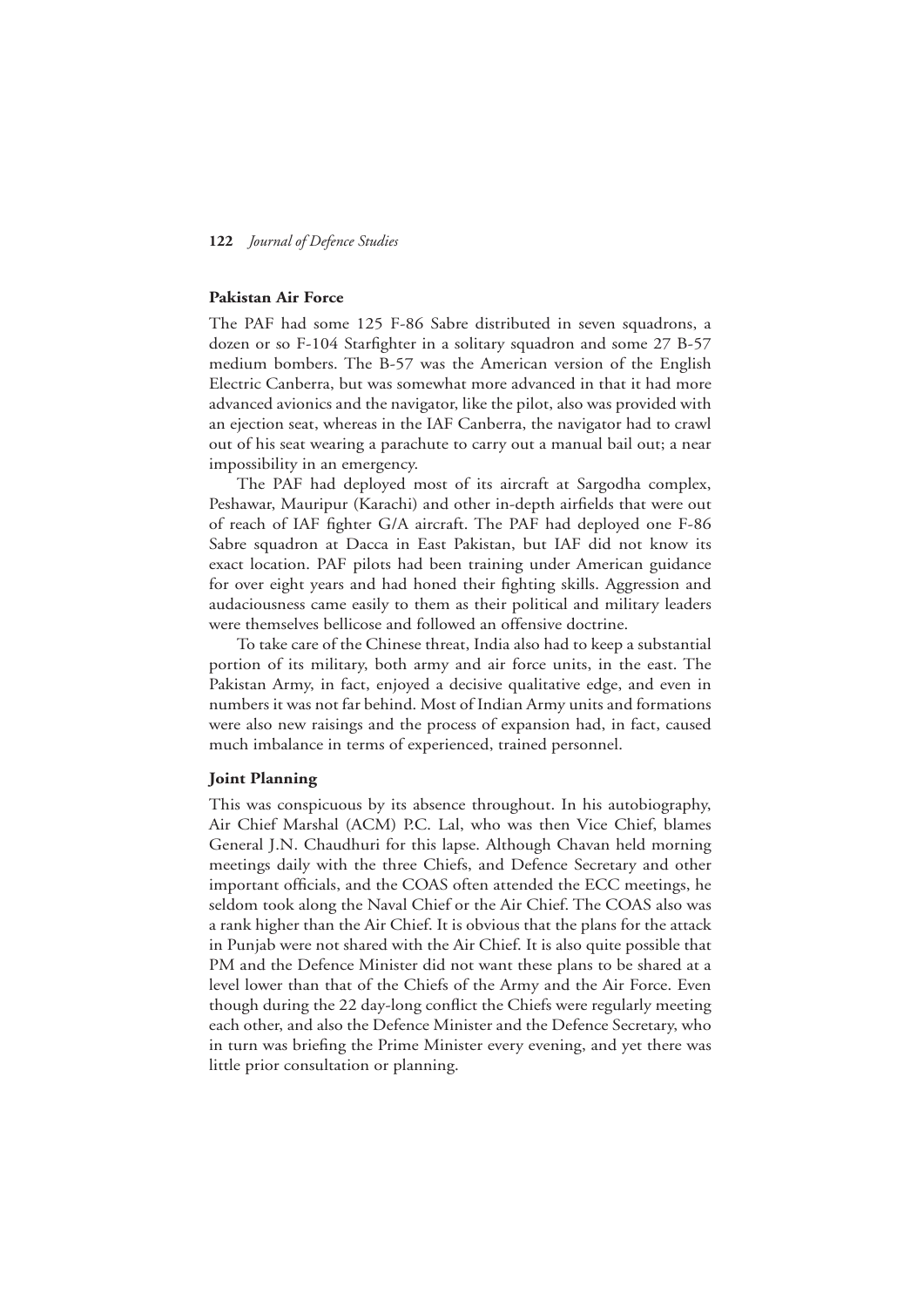### Pakistan Air Force

The PAF had some 125 F-86 Sabre distributed in seven squadrons, a dozen or so F-104 Starfighter in a solitary squadron and some 27 B-57 medium bombers. The B-57 was the American version of the English Electric Canberra, but was somewhat more advanced in that it had more advanced avionics and the navigator, like the pilot, also was provided with an ejection seat, whereas in the IAF Canberra, the navigator had to crawl out of his seat wearing a parachute to carry out a manual bail out; a near impossibility in an emergency.

The PAF had deployed most of its aircraft at Sargodha complex, Peshawar, Mauripur (Karachi) and other in-depth airfields that were out of reach of IAF fighter G/A aircraft. The PAF had deployed one F-86 Sabre squadron at Dacca in East Pakistan, but IAF did not know its exact location. PAF pilots had been training under American guidance for over eight years and had honed their fighting skills. Aggression and audaciousness came easily to them as their political and military leaders were themselves bellicose and followed an offensive doctrine.

To take care of the Chinese threat, India also had to keep a substantial portion of its military, both army and air force units, in the east. The Pakistan Army, in fact, enjoyed a decisive qualitative edge, and even in numbers it was not far behind. Most of Indian Army units and formations were also new raisings and the process of expansion had, in fact, caused much imbalance in terms of experienced, trained personnel.

### Joint Planning

This was conspicuous by its absence throughout. In his autobiography, Air Chief Marshal (ACM) P.C. Lal, who was then Vice Chief, blames General J.N. Chaudhuri for this lapse. Although Chavan held morning meetings daily with the three Chiefs, and Defence Secretary and other important officials, and the COAS often attended the ECC meetings, he seldom took along the Naval Chief or the Air Chief. The COAS also was a rank higher than the Air Chief. It is obvious that the plans for the attack in Punjab were not shared with the Air Chief. It is also quite possible that PM and the Defence Minister did not want these plans to be shared at a level lower than that of the Chiefs of the Army and the Air Force. Even though during the 22 day-long conflict the Chiefs were regularly meeting each other, and also the Defence Minister and the Defence Secretary, who in turn was briefing the Prime Minister every evening, and yet there was little prior consultation or planning.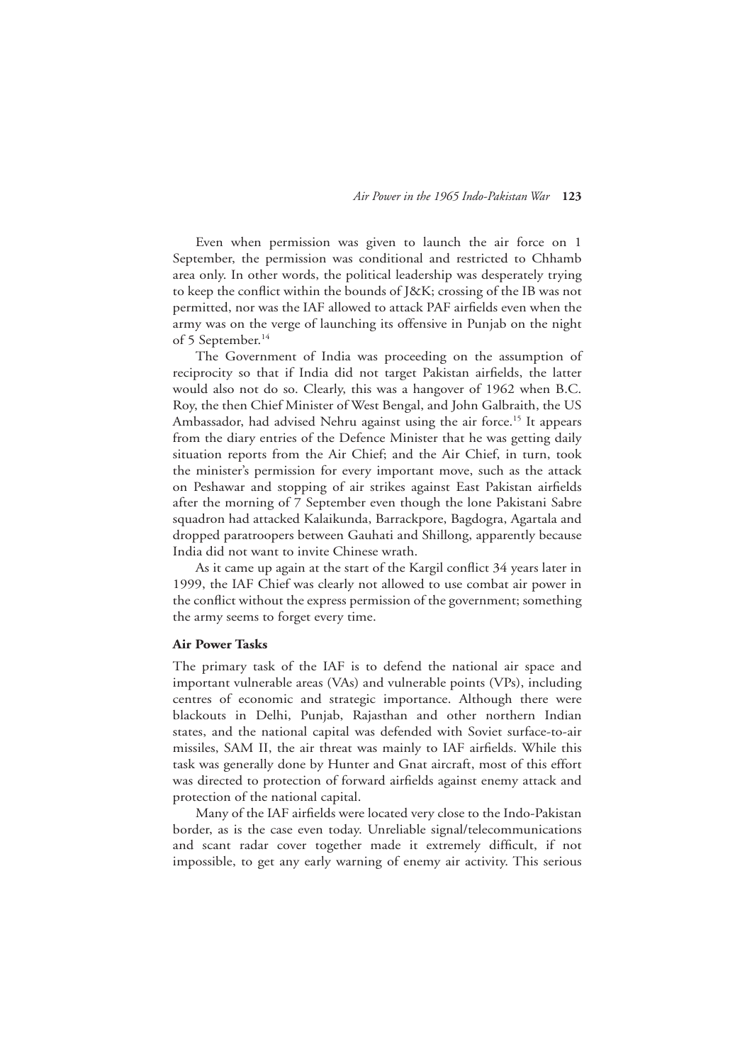Even when permission was given to launch the air force on 1 September, the permission was conditional and restricted to Chhamb area only. In other words, the political leadership was desperately trying to keep the conflict within the bounds of J&K; crossing of the IB was not permitted, nor was the IAF allowed to attack PAF airfields even when the army was on the verge of launching its offensive in Punjab on the night of 5 September.[14]

The Government of India was proceeding on the assumption of reciprocity so that if India did not target Pakistan airfields, the latter would also not do so. Clearly, this was a hangover of 1962 when B.C. Roy, the then Chief Minister of West Bengal, and John Galbraith, the US Ambassador, had advised Nehru against using the air force.[15] It appears from the diary entries of the Defence Minister that he was getting daily situation reports from the Air Chief; and the Air Chief, in turn, took the minister's permission for every important move, such as the attack on Peshawar and stopping of air strikes against East Pakistan airfields after the morning of 7 September even though the lone Pakistani Sabre squadron had attacked Kalaikunda, Barrackpore, Bagdogra, Agartala and dropped paratroopers between Gauhati and Shillong, apparently because India did not want to invite Chinese wrath.

As it came up again at the start of the Kargil conflict 34 years later in 1999, the IAF Chief was clearly not allowed to use combat air power in the conflict without the express permission of the government; something the army seems to forget every time.

### Air Power Tasks

The primary task of the IAF is to defend the national air space and important vulnerable areas (VAs) and vulnerable points (VPs), including centres of economic and strategic importance. Although there were blackouts in Delhi, Punjab, Rajasthan and other northern Indian states, and the national capital was defended with Soviet surface-to-air missiles, SAM II, the air threat was mainly to IAF airfields. While this task was generally done by Hunter and Gnat aircraft, most of this effort was directed to protection of forward airfields against enemy attack and protection of the national capital.

Many of the IAF airfields were located very close to the Indo-Pakistan border, as is the case even today. Unreliable signal/telecommunications and scant radar cover together made it extremely difficult, if not impossible, to get any early warning of enemy air activity. This serious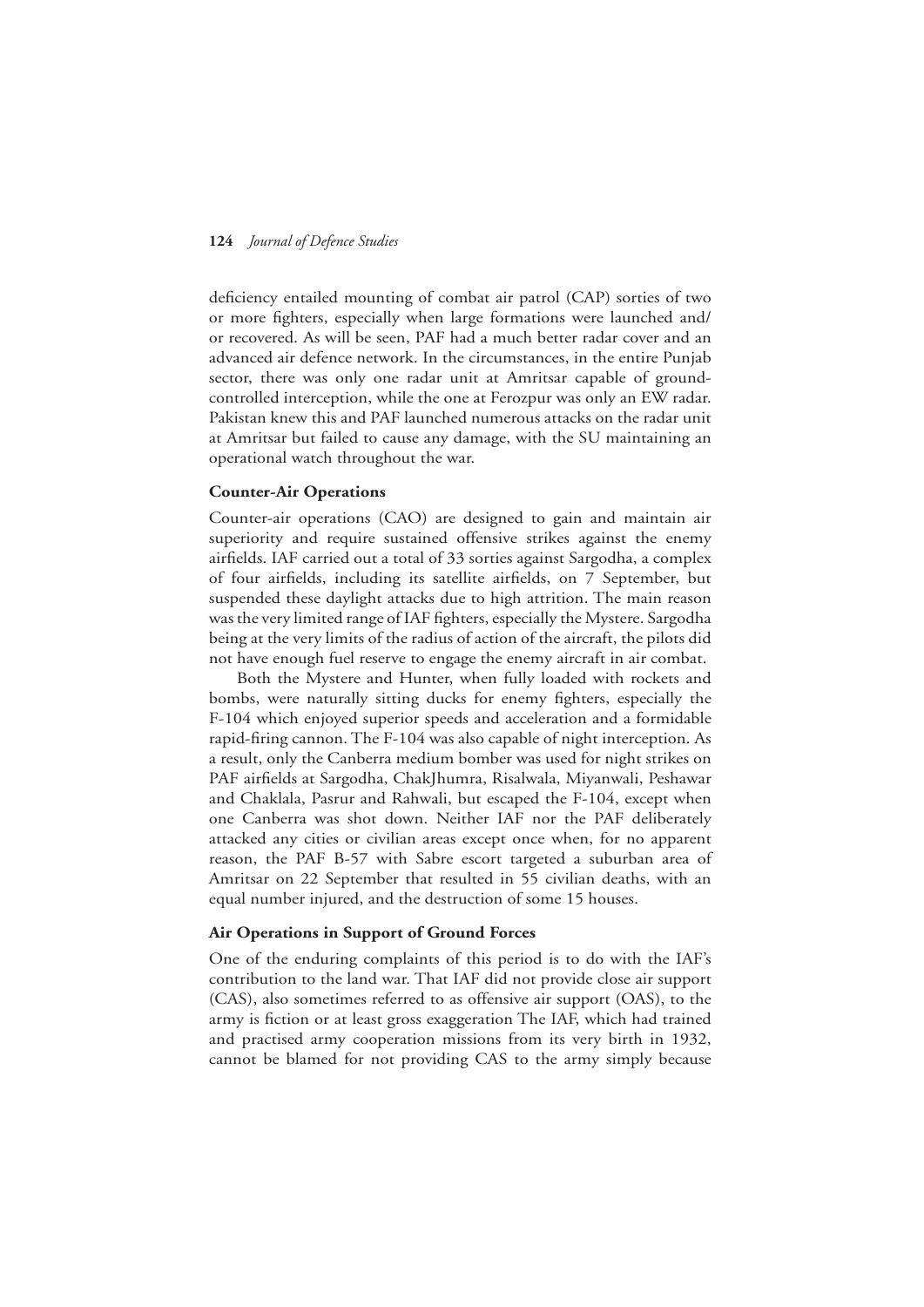deficiency entailed mounting of combat air patrol (CAP) sorties of two or more fighters, especially when large formations were launched and/or recovered. As will be seen, PAF had a much better radar cover and an advanced air defence network. In the circumstances, in the entire Punjab sector, there was only one radar unit at Amritsar capable of ground-controlled interception, while the one at Ferozpur was only an EW radar. Pakistan knew this and PAF launched numerous attacks on the radar unit at Amritsar but failed to cause any damage, with the SU maintaining an operational watch throughout the war.

**Counter-Air Operations**

Counter-air operations (CAO) are designed to gain and maintain air superiority and require sustained offensive strikes against the enemy airfields. IAF carried out a total of 33 sorties against Sargodha, a complex of four airfields, including its satellite airfields, on 7 September, but suspended these daylight attacks due to high attrition. The main reason was the very limited range of IAF fighters, especially the Mystere. Sargodha being at the very limits of the radius of action of the aircraft, the pilots did not have enough fuel reserve to engage the enemy aircraft in air combat.

Both the Mystere and Hunter, when fully loaded with rockets and bombs, were naturally sitting ducks for enemy fighters, especially the F-104 which enjoyed superior speeds and acceleration and a formidable rapid-firing cannon. The F-104 was also capable of night interception. As a result, only the Canberra medium bomber was used for night strikes on PAF airfields at Sargodha, ChakJhumra, Risalwala, Miyanwali, Peshawar and Chaklala, Pasrur and Rahwali, but escaped the F-104, except when one Canberra was shot down. Neither IAF nor the PAF deliberately attacked any cities or civilian areas except once when, for no apparent reason, the PAF B-57 with Sabre escort targeted a suburban area of Amritsar on 22 September that resulted in 55 civilian deaths, with an equal number injured, and the destruction of some 15 houses.

**Air Operations in Support of Ground Forces**

One of the enduring complaints of this period is to do with the IAF's contribution to the land war. That IAF did not provide close air support (CAS), also sometimes referred to as offensive air support (OAS), to the army is fiction or at least gross exaggeration The IAF, which had trained and practised army cooperation missions from its very birth in 1932, cannot be blamed for not providing CAS to the army simply because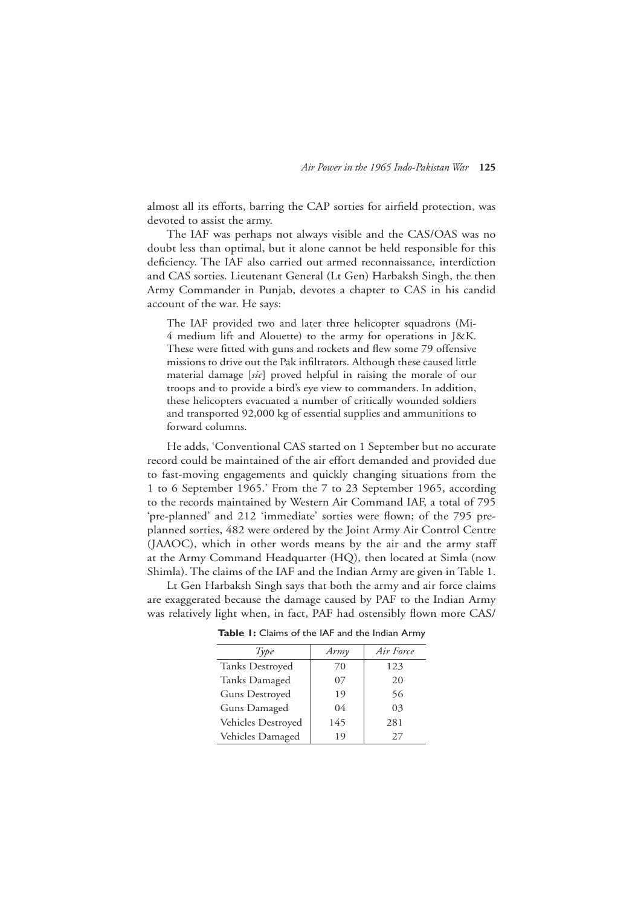almost all its efforts, barring the CAP sorties for airfield protection, was devoted to assist the army.

The IAF was perhaps not always visible and the CAS/OAS was no doubt less than optimal, but it alone cannot be held responsible for this deficiency. The IAF also carried out armed reconnaissance, interdiction and CAS sorties. Lieutenant General (Lt Gen) Harbaksh Singh, the then Army Commander in Punjab, devotes a chapter to CAS in his candid account of the war. He says:

> The IAF provided two and later three helicopter squadrons (Mi-4 medium lift and Alouette) to the army for operations in J&K. These were fitted with guns and rockets and flew some 79 offensive missions to drive out the Pak infiltrators. Although these caused little material damage [*sic*] proved helpful in raising the morale of our troops and to provide a bird's eye view to commanders. In addition, these helicopters evacuated a number of critically wounded soldiers and transported 92,000 kg of essential supplies and ammunitions to forward columns.

He adds, 'Conventional CAS started on 1 September but no accurate record could be maintained of the air effort demanded and provided due to fast-moving engagements and quickly changing situations from the 1 to 6 September 1965.' From the 7 to 23 September 1965, according to the records maintained by Western Air Command IAF, a total of 795 'pre-planned' and 212 'immediate' sorties were flown; of the 795 pre-planned sorties, 482 were ordered by the Joint Army Air Control Centre (JAAOC), which in other words means by the air and the army staff at the Army Command Headquarter (HQ), then located at Simla (now Shimla). The claims of the IAF and the Indian Army are given in Table 1.

Lt Gen Harbaksh Singh says that both the army and air force claims are exaggerated because the damage caused by PAF to the Indian Army was relatively light when, in fact, PAF had ostensibly flown more CAS/

**Table 1:** Claims of the IAF and the Indian Army

| *Type* | *Army* | *Air Force* |
|---|---|---|
| Tanks Destroyed | 70 | 123 |
| Tanks Damaged | 07 | 20 |
| Guns Destroyed | 19 | 56 |
| Guns Damaged | 04 | 03 |
| Vehicles Destroyed | 145 | 281 |
| Vehicles Damaged | 19 | 27 |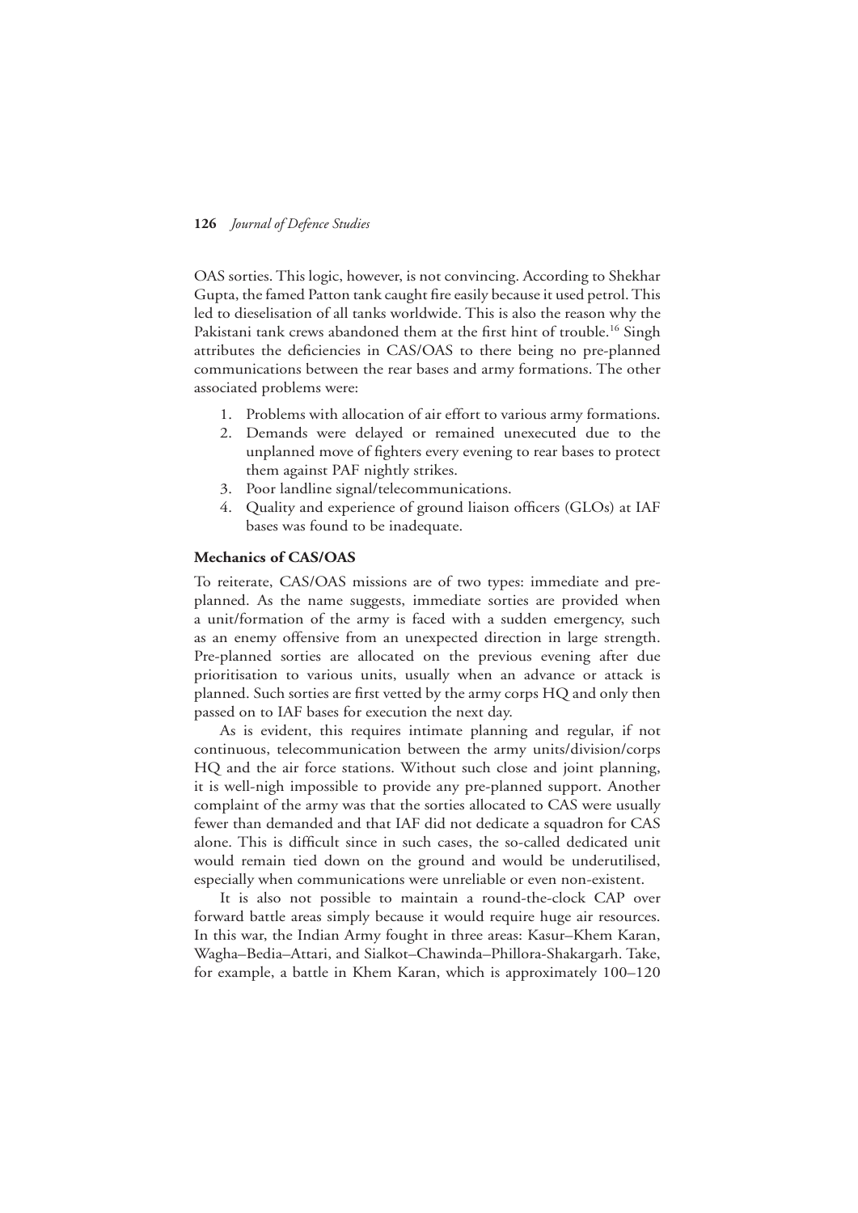OAS sorties. This logic, however, is not convincing. According to Shekhar Gupta, the famed Patton tank caught fire easily because it used petrol. This led to dieselisation of all tanks worldwide. This is also the reason why the Pakistani tank crews abandoned them at the first hint of trouble.[16] Singh attributes the deficiencies in CAS/OAS to there being no pre-planned communications between the rear bases and army formations. The other associated problems were:

1. Problems with allocation of air effort to various army formations.
2. Demands were delayed or remained unexecuted due to the unplanned move of fighters every evening to rear bases to protect them against PAF nightly strikes.
3. Poor landline signal/telecommunications.
4. Quality and experience of ground liaison officers (GLOs) at IAF bases was found to be inadequate.

**Mechanics of CAS/OAS**

To reiterate, CAS/OAS missions are of two types: immediate and pre-planned. As the name suggests, immediate sorties are provided when a unit/formation of the army is faced with a sudden emergency, such as an enemy offensive from an unexpected direction in large strength. Pre-planned sorties are allocated on the previous evening after due prioritisation to various units, usually when an advance or attack is planned. Such sorties are first vetted by the army corps HQ and only then passed on to IAF bases for execution the next day.

As is evident, this requires intimate planning and regular, if not continuous, telecommunication between the army units/division/corps HQ and the air force stations. Without such close and joint planning, it is well-nigh impossible to provide any pre-planned support. Another complaint of the army was that the sorties allocated to CAS were usually fewer than demanded and that IAF did not dedicate a squadron for CAS alone. This is difficult since in such cases, the so-called dedicated unit would remain tied down on the ground and would be underutilised, especially when communications were unreliable or even non-existent.

It is also not possible to maintain a round-the-clock CAP over forward battle areas simply because it would require huge air resources. In this war, the Indian Army fought in three areas: Kasur–Khem Karan, Wagha–Bedia–Attari, and Sialkot–Chawinda–Phillora-Shakargarh. Take, for example, a battle in Khem Karan, which is approximately 100–120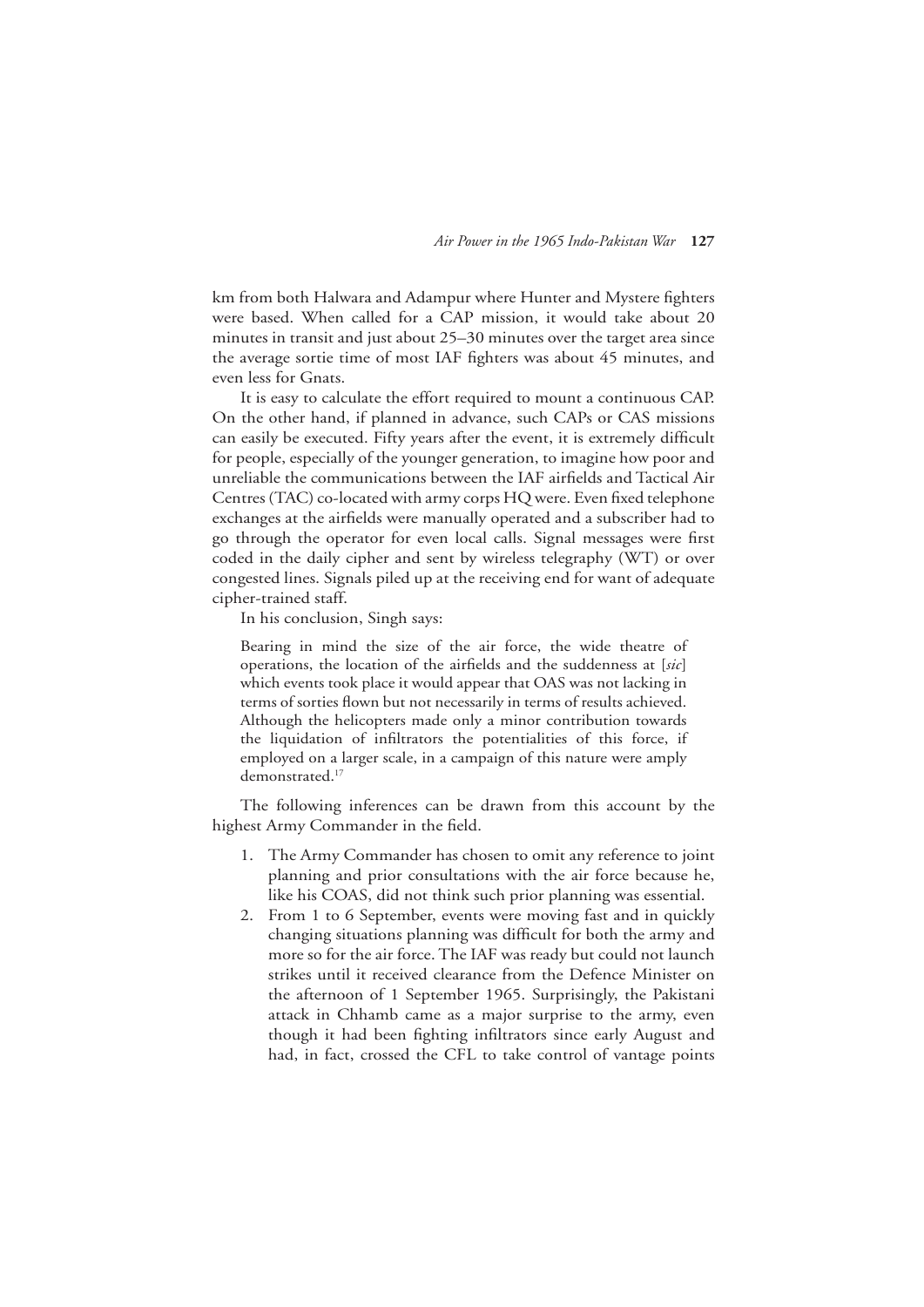km from both Halwara and Adampur where Hunter and Mystere fighters were based. When called for a CAP mission, it would take about 20 minutes in transit and just about 25–30 minutes over the target area since the average sortie time of most IAF fighters was about 45 minutes, and even less for Gnats.

It is easy to calculate the effort required to mount a continuous CAP. On the other hand, if planned in advance, such CAPs or CAS missions can easily be executed. Fifty years after the event, it is extremely difficult for people, especially of the younger generation, to imagine how poor and unreliable the communications between the IAF airfields and Tactical Air Centres (TAC) co-located with army corps HQ were. Even fixed telephone exchanges at the airfields were manually operated and a subscriber had to go through the operator for even local calls. Signal messages were first coded in the daily cipher and sent by wireless telegraphy (WT) or over congested lines. Signals piled up at the receiving end for want of adequate cipher-trained staff.

In his conclusion, Singh says:

> Bearing in mind the size of the air force, the wide theatre of operations, the location of the airfields and the suddenness at [*sic*] which events took place it would appear that OAS was not lacking in terms of sorties flown but not necessarily in terms of results achieved. Although the helicopters made only a minor contribution towards the liquidation of infiltrators the potentialities of this force, if employed on a larger scale, in a campaign of this nature were amply demonstrated.[17]

The following inferences can be drawn from this account by the highest Army Commander in the field.

1. The Army Commander has chosen to omit any reference to joint planning and prior consultations with the air force because he, like his COAS, did not think such prior planning was essential.
2. From 1 to 6 September, events were moving fast and in quickly changing situations planning was difficult for both the army and more so for the air force. The IAF was ready but could not launch strikes until it received clearance from the Defence Minister on the afternoon of 1 September 1965. Surprisingly, the Pakistani attack in Chhamb came as a major surprise to the army, even though it had been fighting infiltrators since early August and had, in fact, crossed the CFL to take control of vantage points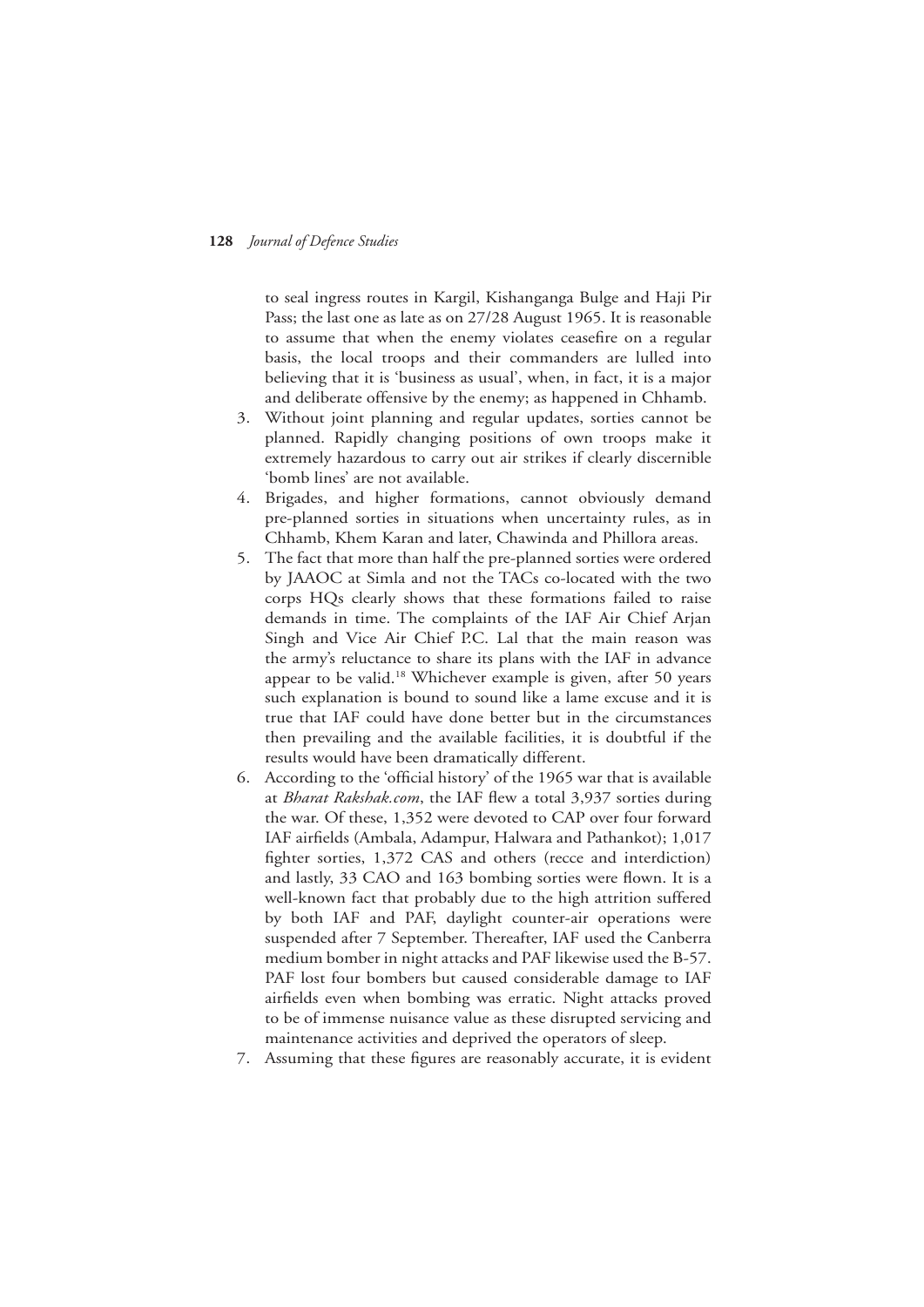to seal ingress routes in Kargil, Kishanganga Bulge and Haji Pir Pass; the last one as late as on 27/28 August 1965. It is reasonable to assume that when the enemy violates ceasefire on a regular basis, the local troops and their commanders are lulled into believing that it is 'business as usual', when, in fact, it is a major and deliberate offensive by the enemy; as happened in Chhamb.

3. Without joint planning and regular updates, sorties cannot be planned. Rapidly changing positions of own troops make it extremely hazardous to carry out air strikes if clearly discernible 'bomb lines' are not available.
4. Brigades, and higher formations, cannot obviously demand pre-planned sorties in situations when uncertainty rules, as in Chhamb, Khem Karan and later, Chawinda and Phillora areas.
5. The fact that more than half the pre-planned sorties were ordered by JAAOC at Simla and not the TACs co-located with the two corps HQs clearly shows that these formations failed to raise demands in time. The complaints of the IAF Air Chief Arjan Singh and Vice Air Chief P.C. Lal that the main reason was the army's reluctance to share its plans with the IAF in advance appear to be valid.[18] Whichever example is given, after 50 years such explanation is bound to sound like a lame excuse and it is true that IAF could have done better but in the circumstances then prevailing and the available facilities, it is doubtful if the results would have been dramatically different.
6. According to the 'official history' of the 1965 war that is available at *Bharat Rakshak.com*, the IAF flew a total 3,937 sorties during the war. Of these, 1,352 were devoted to CAP over four forward IAF airfields (Ambala, Adampur, Halwara and Pathankot); 1,017 fighter sorties, 1,372 CAS and others (recce and interdiction) and lastly, 33 CAO and 163 bombing sorties were flown. It is a well-known fact that probably due to the high attrition suffered by both IAF and PAF, daylight counter-air operations were suspended after 7 September. Thereafter, IAF used the Canberra medium bomber in night attacks and PAF likewise used the B-57. PAF lost four bombers but caused considerable damage to IAF airfields even when bombing was erratic. Night attacks proved to be of immense nuisance value as these disrupted servicing and maintenance activities and deprived the operators of sleep.
7. Assuming that these figures are reasonably accurate, it is evident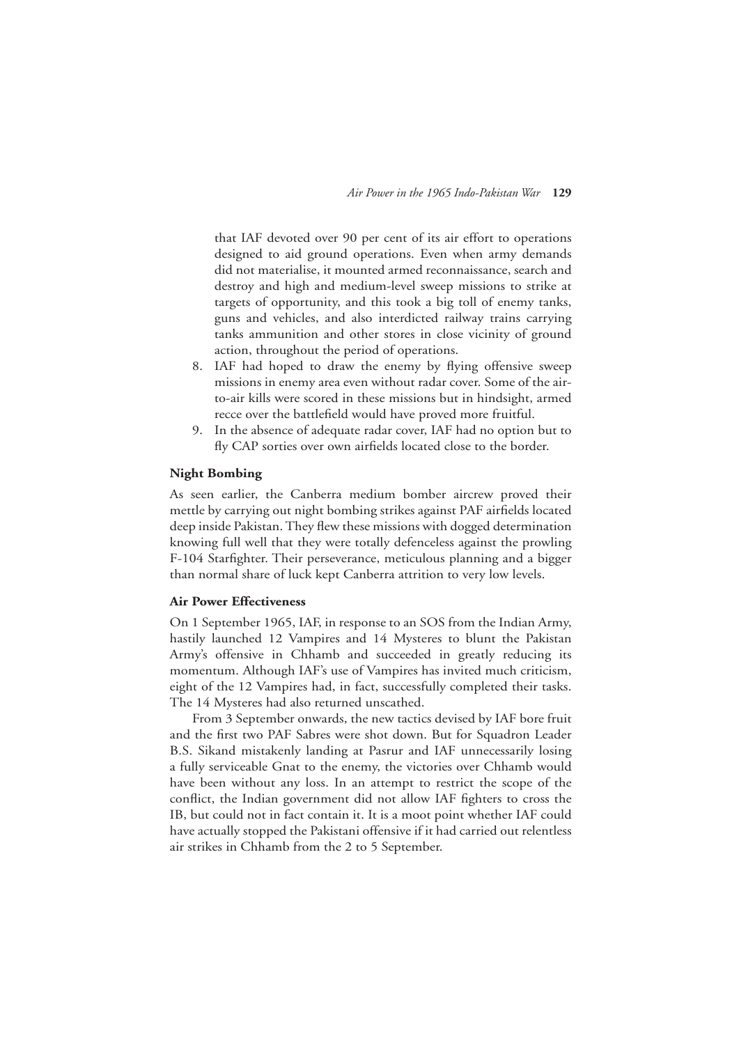that IAF devoted over 90 per cent of its air effort to operations designed to aid ground operations. Even when army demands did not materialise, it mounted armed reconnaissance, search and destroy and high and medium-level sweep missions to strike at targets of opportunity, and this took a big toll of enemy tanks, guns and vehicles, and also interdicted railway trains carrying tanks ammunition and other stores in close vicinity of ground action, throughout the period of operations.

8. IAF had hoped to draw the enemy by flying offensive sweep missions in enemy area even without radar cover. Some of the air-to-air kills were scored in these missions but in hindsight, armed recce over the battlefield would have proved more fruitful.
9. In the absence of adequate radar cover, IAF had no option but to fly CAP sorties over own airfields located close to the border.

**Night Bombing**

As seen earlier, the Canberra medium bomber aircrew proved their mettle by carrying out night bombing strikes against PAF airfields located deep inside Pakistan. They flew these missions with dogged determination knowing full well that they were totally defenceless against the prowling F-104 Starfighter. Their perseverance, meticulous planning and a bigger than normal share of luck kept Canberra attrition to very low levels.

**Air Power Effectiveness**

On 1 September 1965, IAF, in response to an SOS from the Indian Army, hastily launched 12 Vampires and 14 Mysteres to blunt the Pakistan Army's offensive in Chhamb and succeeded in greatly reducing its momentum. Although IAF's use of Vampires has invited much criticism, eight of the 12 Vampires had, in fact, successfully completed their tasks. The 14 Mysteres had also returned unscathed.

From 3 September onwards, the new tactics devised by IAF bore fruit and the first two PAF Sabres were shot down. But for Squadron Leader B.S. Sikand mistakenly landing at Pasrur and IAF unnecessarily losing a fully serviceable Gnat to the enemy, the victories over Chhamb would have been without any loss. In an attempt to restrict the scope of the conflict, the Indian government did not allow IAF fighters to cross the IB, but could not in fact contain it. It is a moot point whether IAF could have actually stopped the Pakistani offensive if it had carried out relentless air strikes in Chhamb from the 2 to 5 September.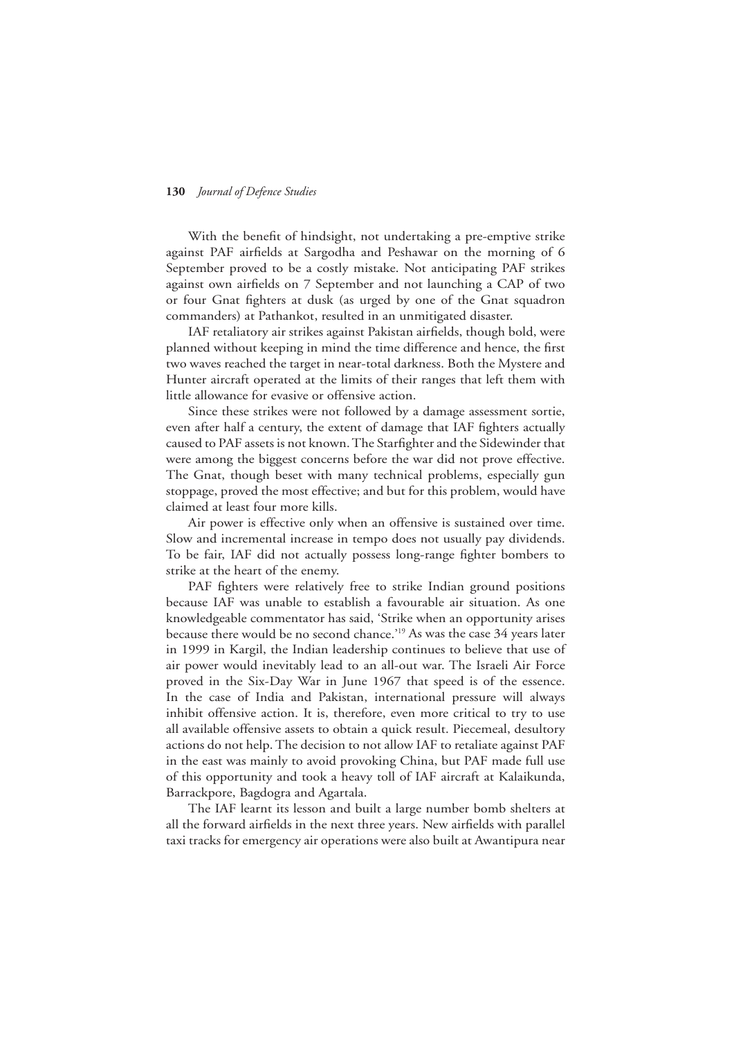With the benefit of hindsight, not undertaking a pre-emptive strike against PAF airfields at Sargodha and Peshawar on the morning of 6 September proved to be a costly mistake. Not anticipating PAF strikes against own airfields on 7 September and not launching a CAP of two or four Gnat fighters at dusk (as urged by one of the Gnat squadron commanders) at Pathankot, resulted in an unmitigated disaster.

IAF retaliatory air strikes against Pakistan airfields, though bold, were planned without keeping in mind the time difference and hence, the first two waves reached the target in near-total darkness. Both the Mystere and Hunter aircraft operated at the limits of their ranges that left them with little allowance for evasive or offensive action.

Since these strikes were not followed by a damage assessment sortie, even after half a century, the extent of damage that IAF fighters actually caused to PAF assets is not known. The Starfighter and the Sidewinder that were among the biggest concerns before the war did not prove effective. The Gnat, though beset with many technical problems, especially gun stoppage, proved the most effective; and but for this problem, would have claimed at least four more kills.

Air power is effective only when an offensive is sustained over time. Slow and incremental increase in tempo does not usually pay dividends. To be fair, IAF did not actually possess long-range fighter bombers to strike at the heart of the enemy.

PAF fighters were relatively free to strike Indian ground positions because IAF was unable to establish a favourable air situation. As one knowledgeable commentator has said, 'Strike when an opportunity arises because there would be no second chance.'[19] As was the case 34 years later in 1999 in Kargil, the Indian leadership continues to believe that use of air power would inevitably lead to an all-out war. The Israeli Air Force proved in the Six-Day War in June 1967 that speed is of the essence. In the case of India and Pakistan, international pressure will always inhibit offensive action. It is, therefore, even more critical to try to use all available offensive assets to obtain a quick result. Piecemeal, desultory actions do not help. The decision to not allow IAF to retaliate against PAF in the east was mainly to avoid provoking China, but PAF made full use of this opportunity and took a heavy toll of IAF aircraft at Kalaikunda, Barrackpore, Bagdogra and Agartala.

The IAF learnt its lesson and built a large number bomb shelters at all the forward airfields in the next three years. New airfields with parallel taxi tracks for emergency air operations were also built at Awantipura near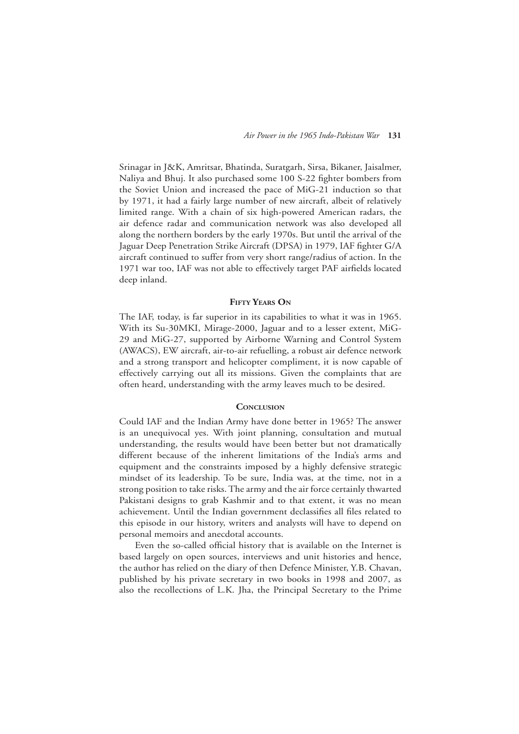Srinagar in J&K, Amritsar, Bhatinda, Suratgarh, Sirsa, Bikaner, Jaisalmer, Naliya and Bhuj. It also purchased some 100 S-22 fighter bombers from the Soviet Union and increased the pace of MiG-21 induction so that by 1971, it had a fairly large number of new aircraft, albeit of relatively limited range. With a chain of six high-powered American radars, the air defence radar and communication network was also developed all along the northern borders by the early 1970s. But until the arrival of the Jaguar Deep Penetration Strike Aircraft (DPSA) in 1979, IAF fighter G/A aircraft continued to suffer from very short range/radius of action. In the 1971 war too, IAF was not able to effectively target PAF airfields located deep inland.

## Fifty Years On

The IAF, today, is far superior in its capabilities to what it was in 1965. With its Su-30MKI, Mirage-2000, Jaguar and to a lesser extent, MiG-29 and MiG-27, supported by Airborne Warning and Control System (AWACS), EW aircraft, air-to-air refuelling, a robust air defence network and a strong transport and helicopter compliment, it is now capable of effectively carrying out all its missions. Given the complaints that are often heard, understanding with the army leaves much to be desired.

## Conclusion

Could IAF and the Indian Army have done better in 1965? The answer is an unequivocal yes. With joint planning, consultation and mutual understanding, the results would have been better but not dramatically different because of the inherent limitations of the India's arms and equipment and the constraints imposed by a highly defensive strategic mindset of its leadership. To be sure, India was, at the time, not in a strong position to take risks. The army and the air force certainly thwarted Pakistani designs to grab Kashmir and to that extent, it was no mean achievement. Until the Indian government declassifies all files related to this episode in our history, writers and analysts will have to depend on personal memoirs and anecdotal accounts.

Even the so-called official history that is available on the Internet is based largely on open sources, interviews and unit histories and hence, the author has relied on the diary of then Defence Minister, Y.B. Chavan, published by his private secretary in two books in 1998 and 2007, as also the recollections of L.K. Jha, the Principal Secretary to the Prime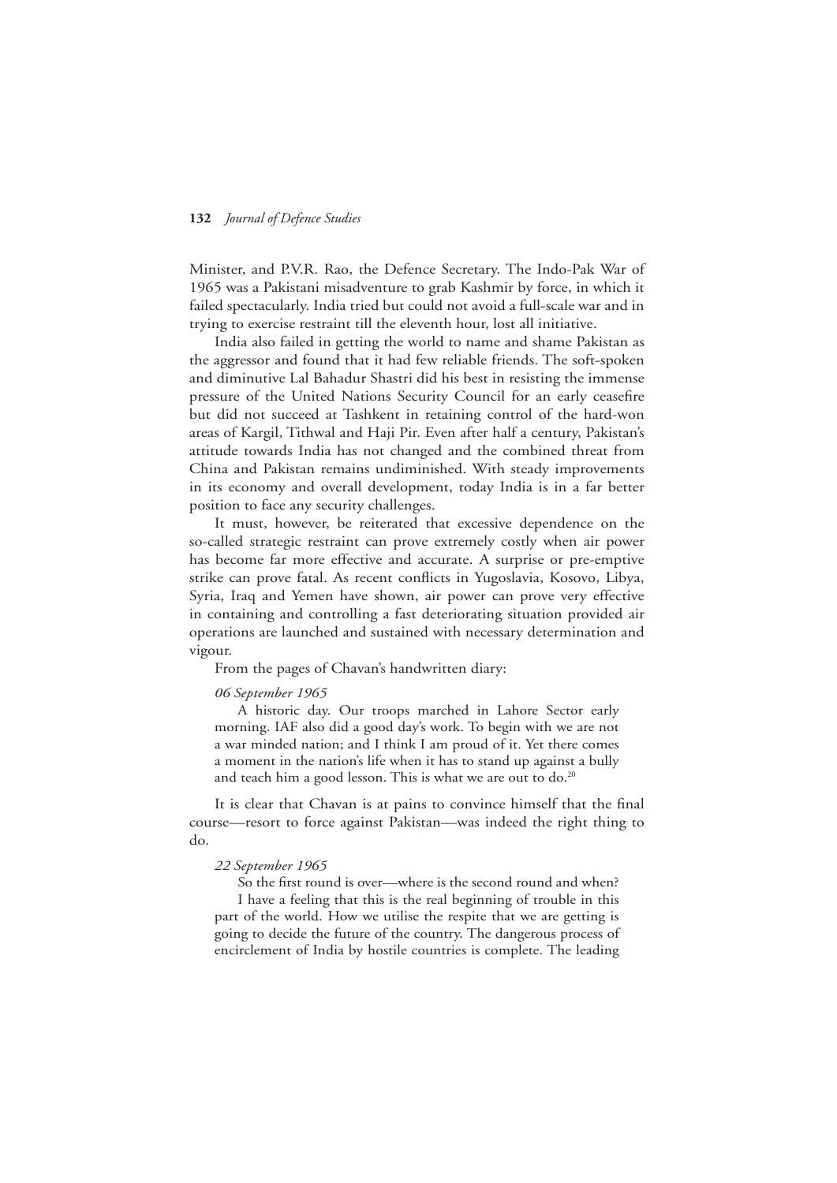Minister, and P.V.R. Rao, the Defence Secretary. The Indo-Pak War of 1965 was a Pakistani misadventure to grab Kashmir by force, in which it failed spectacularly. India tried but could not avoid a full-scale war and in trying to exercise restraint till the eleventh hour, lost all initiative.

India also failed in getting the world to name and shame Pakistan as the aggressor and found that it had few reliable friends. The soft-spoken and diminutive Lal Bahadur Shastri did his best in resisting the immense pressure of the United Nations Security Council for an early ceasefire but did not succeed at Tashkent in retaining control of the hard-won areas of Kargil, Tithwal and Haji Pir. Even after half a century, Pakistan's attitude towards India has not changed and the combined threat from China and Pakistan remains undiminished. With steady improvements in its economy and overall development, today India is in a far better position to face any security challenges.

It must, however, be reiterated that excessive dependence on the so-called strategic restraint can prove extremely costly when air power has become far more effective and accurate. A surprise or pre-emptive strike can prove fatal. As recent conflicts in Yugoslavia, Kosovo, Libya, Syria, Iraq and Yemen have shown, air power can prove very effective in containing and controlling a fast deteriorating situation provided air operations are launched and sustained with necessary determination and vigour.

From the pages of Chavan's handwritten diary:

> *06 September 1965*
>
> A historic day. Our troops marched in Lahore Sector early morning. IAF also did a good day's work. To begin with we are not a war minded nation; and I think I am proud of it. Yet there comes a moment in the nation's life when it has to stand up against a bully and teach him a good lesson. This is what we are out to do.[20]

It is clear that Chavan is at pains to convince himself that the final course—resort to force against Pakistan—was indeed the right thing to do.

> *22 September 1965*
>
> So the first round is over—where is the second round and when?
>
> I have a feeling that this is the real beginning of trouble in this part of the world. How we utilise the respite that we are getting is going to decide the future of the country. The dangerous process of encirclement of India by hostile countries is complete. The leading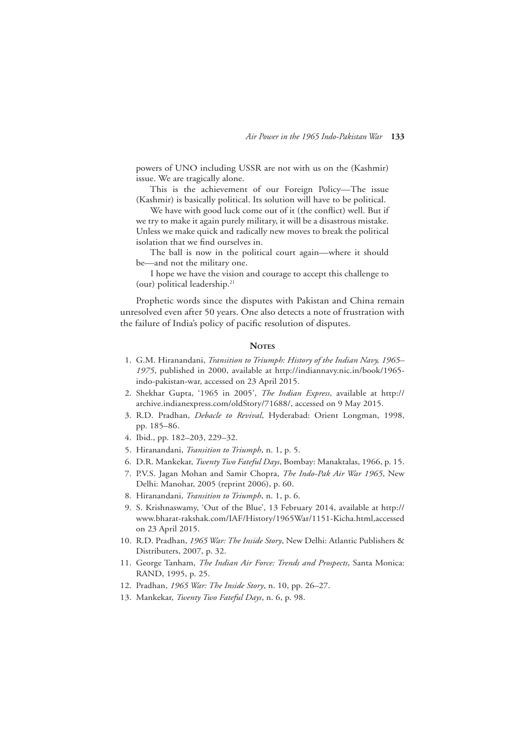> powers of UNO including USSR are not with us on the (Kashmir) issue. We are tragically alone.
>
> This is the achievement of our Foreign Policy—The issue (Kashmir) is basically political. Its solution will have to be political.
>
> We have with good luck come out of it (the conflict) well. But if we try to make it again purely military, it will be a disastrous mistake. Unless we make quick and radically new moves to break the political isolation that we find ourselves in.
>
> The ball is now in the political court again—where it should be—and not the military one.
>
> I hope we have the vision and courage to accept this challenge to (our) political leadership.[21]

Prophetic words since the disputes with Pakistan and China remain unresolved even after 50 years. One also detects a note of frustration with the failure of India's policy of pacific resolution of disputes.

## Notes

1. G.M. Hiranandani, *Transition to Triumph: History of the Indian Navy, 1965–1975*, published in 2000, available at http://indiannavy.nic.in/book/1965-indo-pakistan-war, accessed on 23 April 2015.
2. Shekhar Gupta, '1965 in 2005', *The Indian Express*, available at http://archive.indianexpress.com/oldStory/71688/, accessed on 9 May 2015.
3. R.D. Pradhan, *Debacle to Revival*, Hyderabad: Orient Longman, 1998, pp. 185–86.
4. Ibid., pp. 182–203, 229–32.
5. Hiranandani, *Transition to Triumph*, n. 1, p. 5.
6. D.R. Mankekar, *Twenty Two Fateful Days*, Bombay: Manaktalas, 1966, p. 15.
7. P.V.S. Jagan Mohan and Samir Chopra, *The Indo-Pak Air War 1965*, New Delhi: Manohar, 2005 (reprint 2006), p. 60.
8. Hiranandani, *Transition to Triumph*, n. 1, p. 6.
9. S. Krishnaswamy, 'Out of the Blue', 13 February 2014, available at http://www.bharat-rakshak.com/IAF/History/1965War/1151-Kicha.html,accessed on 23 April 2015.
10. R.D. Pradhan, *1965 War: The Inside Story*, New Delhi: Atlantic Publishers & Distributers, 2007, p. 32.
11. George Tanham, *The Indian Air Force: Trends and Prospects*, Santa Monica: RAND, 1995, p. 25.
12. Pradhan, *1965 War: The Inside Story*, n. 10, pp. 26–27.
13. Mankekar, *Twenty Two Fateful Days*, n. 6, p. 98.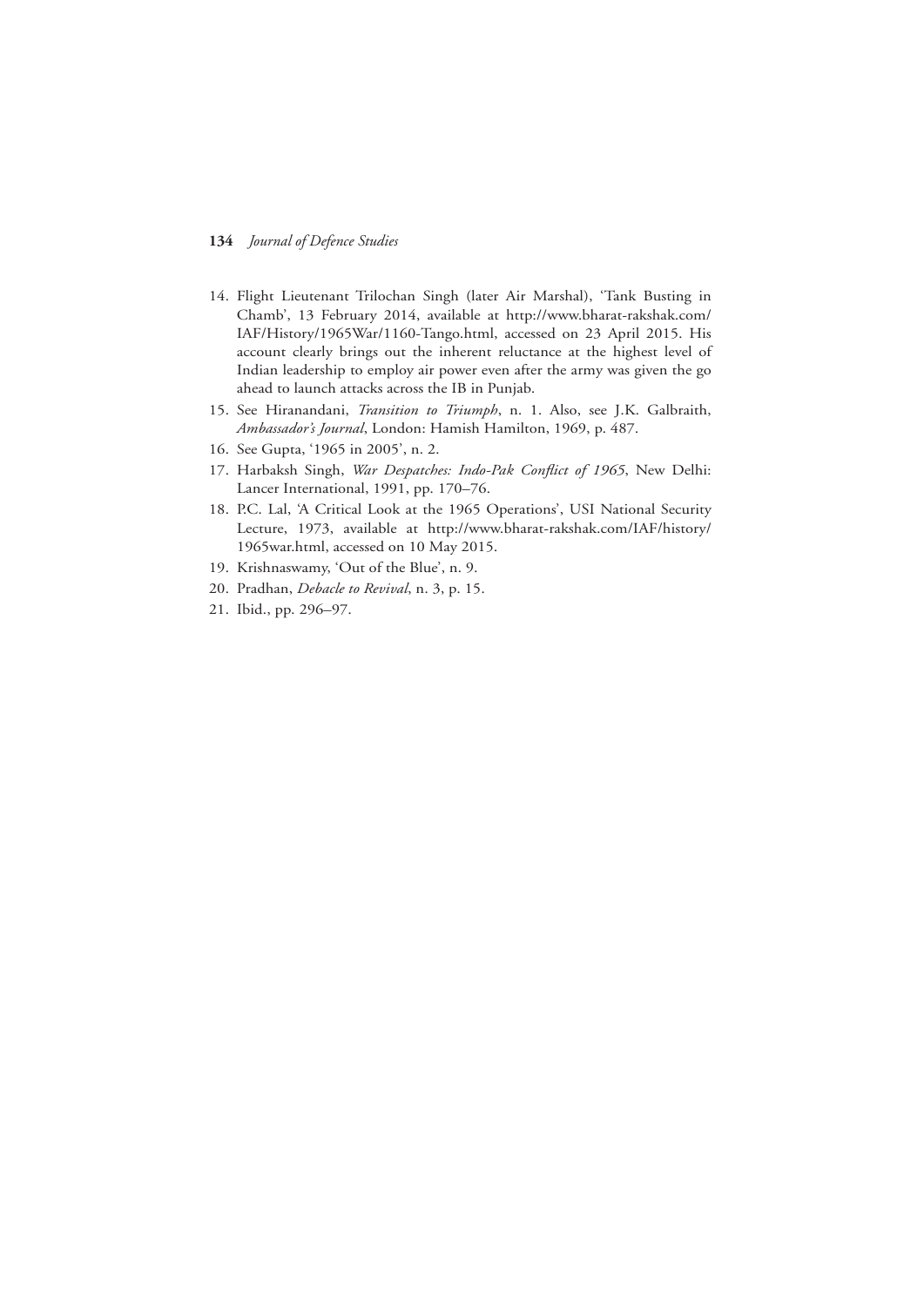14. Flight Lieutenant Trilochan Singh (later Air Marshal), 'Tank Busting in Chamb', 13 February 2014, available at http://www.bharat-rakshak.com/IAF/History/1965War/1160-Tango.html, accessed on 23 April 2015. His account clearly brings out the inherent reluctance at the highest level of Indian leadership to employ air power even after the army was given the go ahead to launch attacks across the IB in Punjab.
15. See Hiranandani, *Transition to Triumph*, n. 1. Also, see J.K. Galbraith, *Ambassador's Journal*, London: Hamish Hamilton, 1969, p. 487.
16. See Gupta, '1965 in 2005', n. 2.
17. Harbaksh Singh, *War Despatches: Indo-Pak Conflict of 1965*, New Delhi: Lancer International, 1991, pp. 170–76.
18. P.C. Lal, 'A Critical Look at the 1965 Operations', USI National Security Lecture, 1973, available at http://www.bharat-rakshak.com/IAF/history/1965war.html, accessed on 10 May 2015.
19. Krishnaswamy, 'Out of the Blue', n. 9.
20. Pradhan, *Debacle to Revival*, n. 3, p. 15.
21. Ibid., pp. 296–97.